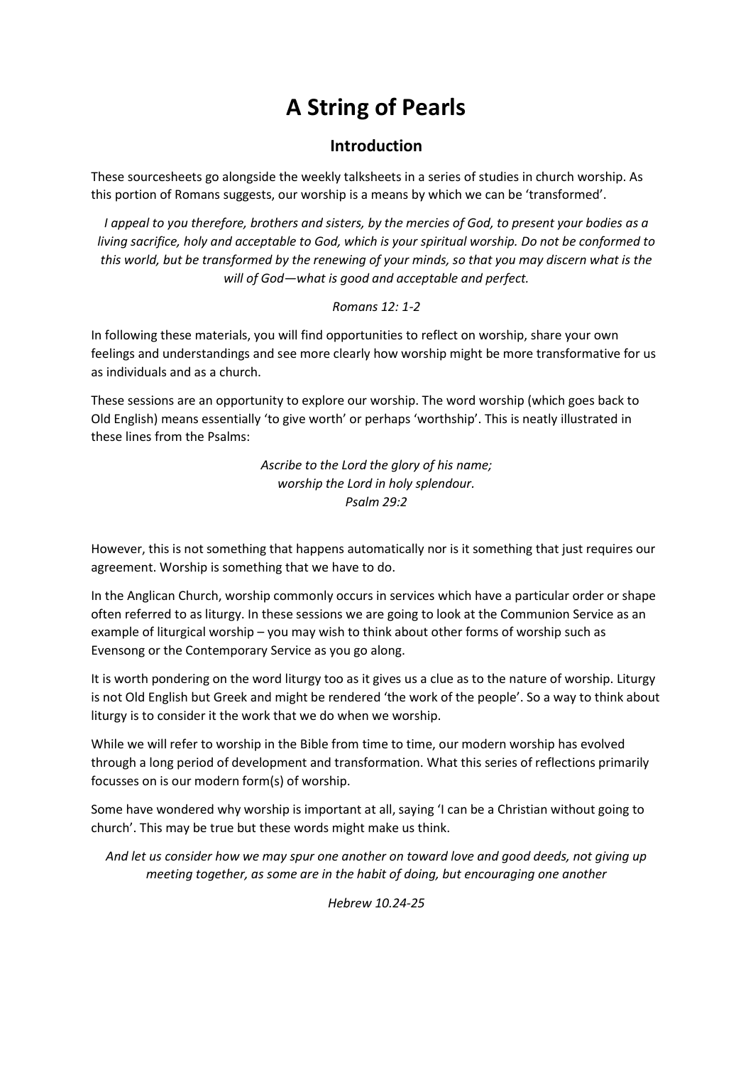# A String of Pearls

## Introduction

These sourcesheets go alongside the weekly talksheets in a series of studies in church worship. As this portion of Romans suggests, our worship is a means by which we can be 'transformed'.

*I appeal to you therefore, brothers and sisters, by the mercies of God, to present your bodies as a living sacrifice, holy and acceptable to God, which is your spiritual worship. Do not be conformed to this world, but be transformed by the renewing of your minds, so that you may discern what is the will of God—what is good and acceptable and perfect.*

*Romans 12: 1-2*

In following these materials, you will find opportunities to reflect on worship, share your own feelings and understandings and see more clearly how worship might be more transformative for us as individuals and as a church.

These sessions are an opportunity to explore our worship. The word worship (which goes back to Old English) means essentially 'to give worth' or perhaps 'worthship'. This is neatly illustrated in these lines from the Psalms:

*Ascribe to the Lord the glory of his name;*
*worship the Lord in holy splendour.*
*Psalm 29:2*

However, this is not something that happens automatically nor is it something that just requires our agreement. Worship is something that we have to do.

In the Anglican Church, worship commonly occurs in services which have a particular order or shape often referred to as liturgy. In these sessions we are going to look at the Communion Service as an example of liturgical worship – you may wish to think about other forms of worship such as Evensong or the Contemporary Service as you go along.

It is worth pondering on the word liturgy too as it gives us a clue as to the nature of worship. Liturgy is not Old English but Greek and might be rendered 'the work of the people'. So a way to think about liturgy is to consider it the work that we do when we worship.

While we will refer to worship in the Bible from time to time, our modern worship has evolved through a long period of development and transformation. What this series of reflections primarily focusses on is our modern form(s) of worship.

Some have wondered why worship is important at all, saying 'I can be a Christian without going to church'. This may be true but these words might make us think.

*And let us consider how we may spur one another on toward love and good deeds, not giving up meeting together, as some are in the habit of doing, but encouraging one another*

*Hebrew 10.24-25*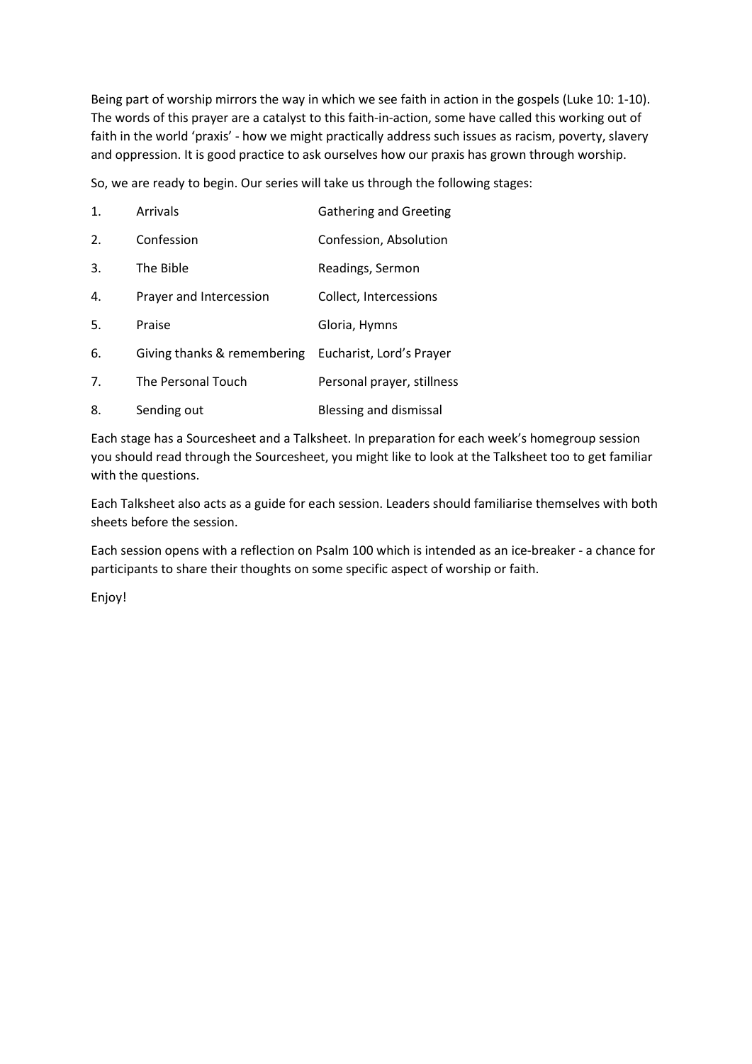Being part of worship mirrors the way in which we see faith in action in the gospels (Luke 10: 1-10). The words of this prayer are a catalyst to this faith-in-action, some have called this working out of faith in the world 'praxis' - how we might practically address such issues as racism, poverty, slavery and oppression. It is good practice to ask ourselves how our praxis has grown through worship.

So, we are ready to begin. Our series will take us through the following stages:

| | | |
|---|---|---|
| 1. | Arrivals | Gathering and Greeting |
| 2. | Confession | Confession, Absolution |
| 3. | The Bible | Readings, Sermon |
| 4. | Prayer and Intercession | Collect, Intercessions |
| 5. | Praise | Gloria, Hymns |
| 6. | Giving thanks & remembering | Eucharist, Lord's Prayer |
| 7. | The Personal Touch | Personal prayer, stillness |
| 8. | Sending out | Blessing and dismissal |

Each stage has a Sourcesheet and a Talksheet. In preparation for each week's homegroup session you should read through the Sourcesheet, you might like to look at the Talksheet too to get familiar with the questions.

Each Talksheet also acts as a guide for each session. Leaders should familiarise themselves with both sheets before the session.

Each session opens with a reflection on Psalm 100 which is intended as an ice-breaker - a chance for participants to share their thoughts on some specific aspect of worship or faith.

Enjoy!